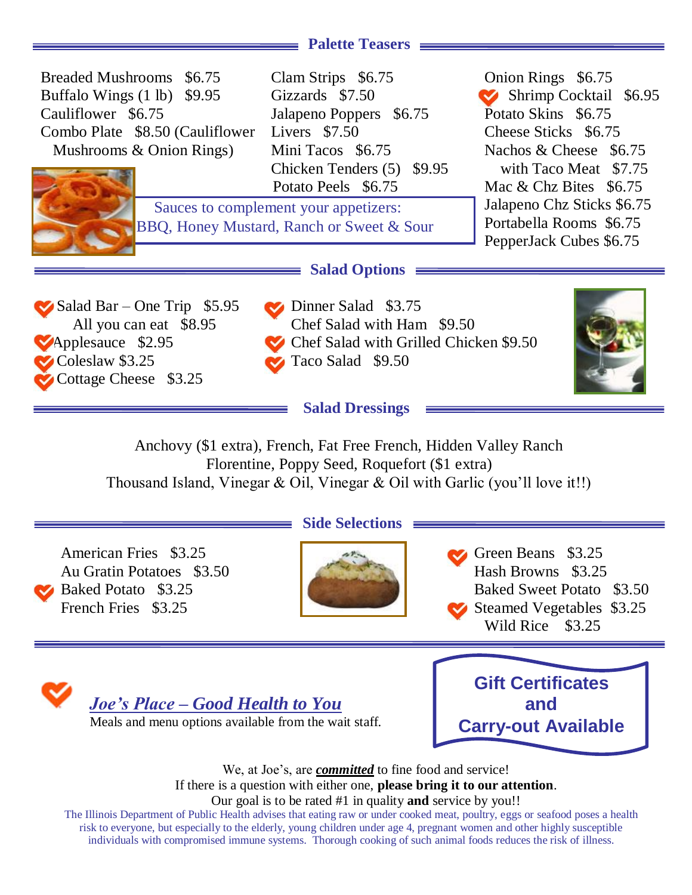## Palette Teasers

- Breaded Mushrooms $6.75
- Buffalo Wings (1 lb) $9.95
- Cauliflower $6.75
- Combo Plate $8.50 (Cauliflower Mushrooms & Onion Rings)
- Clam Strips $6.75
- Gizzards $7.50
- Jalapeno Poppers $6.75
- Livers $7.50
- Mini Tacos $6.75
- Chicken Tenders (5) $9.95
- Potato Peels $6.75
- Onion Rings $6.75
- Shrimp Cocktail $6.95
- Potato Skins $6.75
- Cheese Sticks $6.75
- Nachos & Cheese $6.75
  - with Taco Meat $7.75
- Mac & Chz Bites $6.75
- Jalapeno Chz Sticks $6.75
- Portabella Rooms $6.75
- PepperJack Cubes $6.75

Sauces to complement your appetizers:
BBQ, Honey Mustard, Ranch or Sweet & Sour

## Salad Options

- Salad Bar – One Trip $5.95
  - All you can eat $8.95
- Applesauce $2.95
- Coleslaw $3.25
- Cottage Cheese $3.25
- Dinner Salad $3.75
- Chef Salad with Ham $9.50
- Chef Salad with Grilled Chicken $9.50
- Taco Salad $9.50

## Salad Dressings

Anchovy ($1 extra), French, Fat Free French, Hidden Valley Ranch
Florentine, Poppy Seed, Roquefort ($1 extra)
Thousand Island, Vinegar & Oil, Vinegar & Oil with Garlic (you'll love it!!)

## Side Selections

- American Fries $3.25
- Au Gratin Potatoes $3.50
- Baked Potato $3.25
- French Fries $3.25
- Green Beans $3.25
- Hash Browns $3.25
- Baked Sweet Potato $3.50
- Steamed Vegetables $3.25
- Wild Rice $3.25

***Joe's Place – Good Health to You***
Meals and menu options available from the wait staff.

**Gift Certificates and Carry-out Available**

We, at Joe's, are ***committed*** to fine food and service!
If there is a question with either one, **please bring it to our attention**.
Our goal is to be rated #1 in quality **and** service by you!!

The Illinois Department of Public Health advises that eating raw or under cooked meat, poultry, eggs or seafood poses a health risk to everyone, but especially to the elderly, young children under age 4, pregnant women and other highly susceptible individuals with compromised immune systems. Thorough cooking of such animal foods reduces the risk of illness.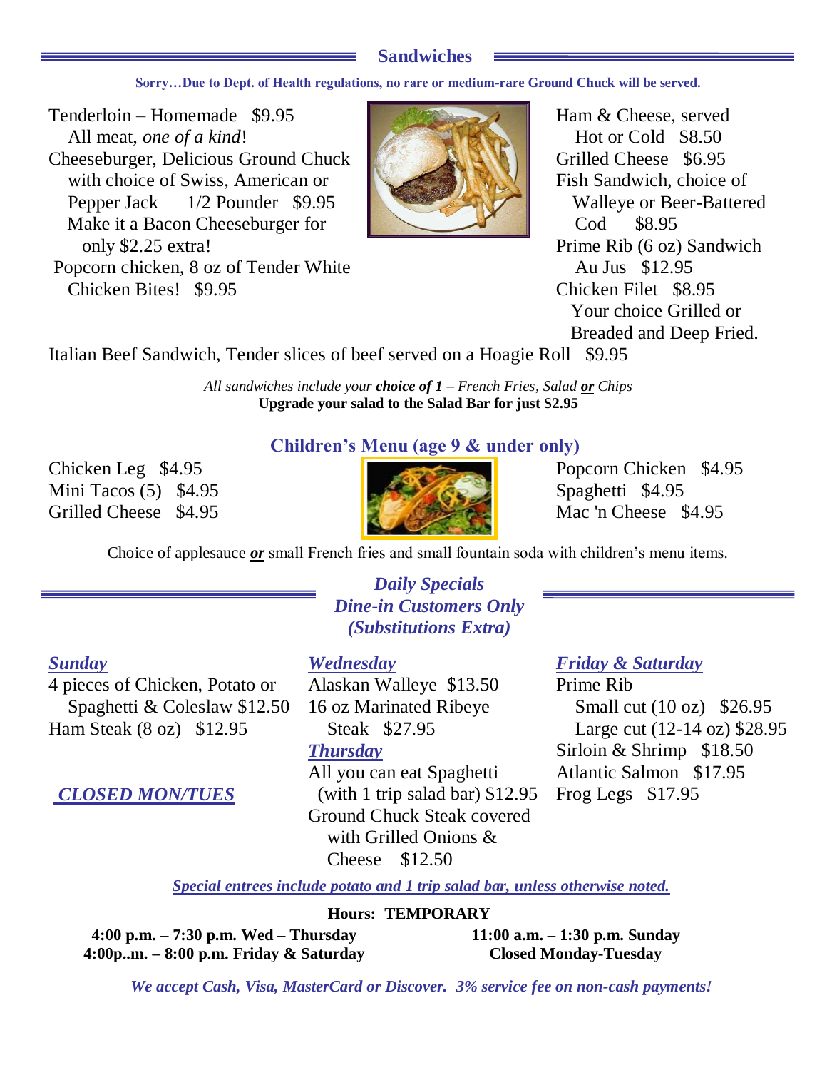## Sandwiches

**Sorry…Due to Dept. of Health regulations, no rare or medium-rare Ground Chuck will be served.**

Tenderloin – Homemade $9.95
All meat, *one of a kind*!

Cheeseburger, Delicious Ground Chuck with choice of Swiss, American or Pepper Jack 1/2 Pounder $9.95
Make it a Bacon Cheeseburger for only $2.25 extra!

Popcorn chicken, 8 oz of Tender White Chicken Bites! $9.95

Ham & Cheese, served Hot or Cold $8.50

Grilled Cheese $6.95

Fish Sandwich, choice of Walleye or Beer-Battered Cod $8.95

Prime Rib (6 oz) Sandwich Au Jus $12.95

Chicken Filet $8.95
Your choice Grilled or Breaded and Deep Fried.

Italian Beef Sandwich, Tender slices of beef served on a Hoagie Roll $9.95

*All sandwiches include your **choice of 1** – French Fries, Salad **or** Chips*
**Upgrade your salad to the Salad Bar for just $2.95**

## Children's Menu (age 9 & under only)

Chicken Leg $4.95
Mini Tacos (5) $4.95
Grilled Cheese $4.95
Popcorn Chicken $4.95
Spaghetti $4.95
Mac 'n Cheese $4.95

Choice of applesauce ***or*** small French fries and small fountain soda with children's menu items.

## *Daily Specials*
## *Dine-in Customers Only*
## *(Substitutions Extra)*

***Sunday***

4 pieces of Chicken, Potato or Spaghetti & Coleslaw $12.50
Ham Steak (8 oz) $12.95

***CLOSED MON/TUES***

***Wednesday***

Alaskan Walleye $13.50
16 oz Marinated Ribeye Steak $27.95

***Thursday***

All you can eat Spaghetti (with 1 trip salad bar) $12.95
Ground Chuck Steak covered with Grilled Onions & Cheese $12.50

***Friday & Saturday***

Prime Rib
Small cut (10 oz) $26.95
Large cut (12-14 oz) $28.95
Sirloin & Shrimp $18.50
Atlantic Salmon $17.95
Frog Legs $17.95

***Special entrees include potato and 1 trip salad bar, unless otherwise noted.***

**Hours: TEMPORARY**

**4:00 p.m. – 7:30 p.m. Wed – Thursday**
**4:00p..m. – 8:00 p.m. Friday & Saturday**
**11:00 a.m. – 1:30 p.m. Sunday**
**Closed Monday-Tuesday**

***We accept Cash, Visa, MasterCard or Discover. 3% service fee on non-cash payments!***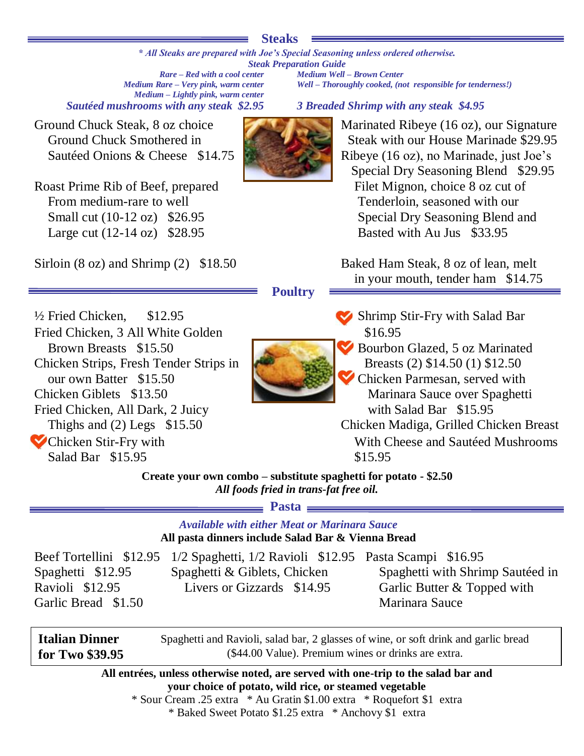## Steaks

*\* All Steaks are prepared with Joe's Special Seasoning unless ordered otherwise.*

***Steak Preparation Guide***

*Rare – Red with a cool center*
*Medium Rare – Very pink, warm center*
*Medium – Lightly pink, warm center*
*Medium Well – Brown Center*
*Well – Thoroughly cooked, (not responsible for tenderness!)*

*Sautéed mushrooms with any steak $2.95*

*3 Breaded Shrimp with any steak $4.95*

Ground Chuck Steak, 8 oz choice Ground Chuck Smothered in Sautéed Onions & Cheese $14.75

Roast Prime Rib of Beef, prepared From medium-rare to well
Small cut (10-12 oz) $26.95
Large cut (12-14 oz) $28.95

Sirloin (8 oz) and Shrimp (2) $18.50

Marinated Ribeye (16 oz), our Signature Steak with our House Marinade $29.95

Ribeye (16 oz), no Marinade, just Joe's Special Dry Seasoning Blend $29.95

Filet Mignon, choice 8 oz cut of Tenderloin, seasoned with our Special Dry Seasoning Blend and Basted with Au Jus $33.95

Baked Ham Steak, 8 oz of lean, melt in your mouth, tender ham $14.75

## Poultry

½ Fried Chicken, $12.95

Fried Chicken, 3 All White Golden Brown Breasts $15.50

Chicken Strips, Fresh Tender Strips in our own Batter $15.50

Chicken Giblets $13.50

Fried Chicken, All Dark, 2 Juicy Thighs and (2) Legs $15.50

Chicken Stir-Fry with Salad Bar $15.95

Shrimp Stir-Fry with Salad Bar $16.95

Bourbon Glazed, 5 oz Marinated Breasts (2) $14.50 (1) $12.50

Chicken Parmesan, served with Marinara Sauce over Spaghetti with Salad Bar $15.95

Chicken Madiga, Grilled Chicken Breast With Cheese and Sautéed Mushrooms $15.95

**Create your own combo – substitute spaghetti for potato - $2.50**

***All foods fried in trans-fat free oil.***

## Pasta

*Available with either Meat or Marinara Sauce*

**All pasta dinners include Salad Bar & Vienna Bread**

Beef Tortellini $12.95
Spaghetti $12.95
Ravioli $12.95
Garlic Bread $1.50

1/2 Spaghetti, 1/2 Ravioli $12.95

Spaghetti & Giblets, Chicken Livers or Gizzards $14.95

Pasta Scampi $16.95
Spaghetti with Shrimp Sautéed in Garlic Butter & Topped with Marinara Sauce

**Italian Dinner for Two $39.95** — Spaghetti and Ravioli, salad bar, 2 glasses of wine, or soft drink and garlic bread ($44.00 Value). Premium wines or drinks are extra.

**All entrées, unless otherwise noted, are served with one-trip to the salad bar and your choice of potato, wild rice, or steamed vegetable**

\* Sour Cream .25 extra \* Au Gratin $1.00 extra \* Roquefort $1 extra
\* Baked Sweet Potato $1.25 extra \* Anchovy $1 extra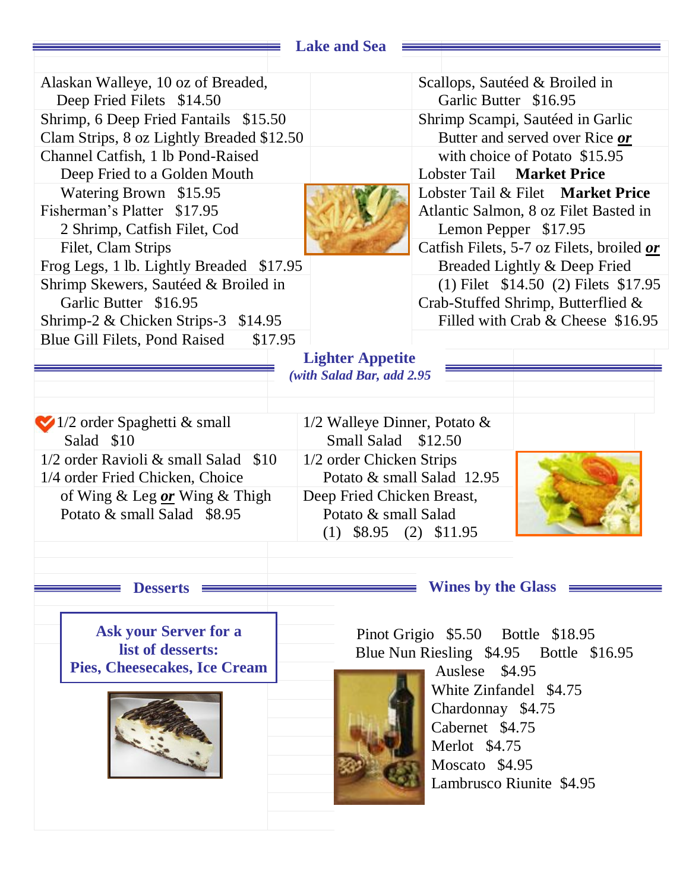## Lake and Sea

Alaskan Walleye, 10 oz of Breaded, Deep Fried Filets $14.50

Shrimp, 6 Deep Fried Fantails $15.50

Clam Strips, 8 oz Lightly Breaded $12.50

Channel Catfish, 1 lb Pond-Raised Deep Fried to a Golden Mouth Watering Brown $15.95

Fisherman's Platter $17.95
2 Shrimp, Catfish Filet, Cod Filet, Clam Strips

Frog Legs, 1 lb. Lightly Breaded $17.95

Shrimp Skewers, Sautéed & Broiled in Garlic Butter $16.95

Shrimp-2 & Chicken Strips-3 $14.95

Blue Gill Filets, Pond Raised $17.95

Scallops, Sautéed & Broiled in Garlic Butter $16.95

Shrimp Scampi, Sautéed in Garlic Butter and served over Rice ***or*** with choice of Potato $15.95

Lobster Tail **Market Price**

Lobster Tail & Filet **Market Price**

Atlantic Salmon, 8 oz Filet Basted in Lemon Pepper $17.95

Catfish Filets, 5-7 oz Filets, broiled ***or*** Breaded Lightly & Deep Fried
(1) Filet $14.50 (2) Filets $17.95

Crab-Stuffed Shrimp, Butterflied & Filled with Crab & Cheese $16.95

## Lighter Appetite

*(with Salad Bar, add 2.95*

1/2 order Spaghetti & small Salad $10

1/2 order Ravioli & small Salad $10

1/4 order Fried Chicken, Choice of Wing & Leg ***or*** Wing & Thigh Potato & small Salad $8.95

1/2 Walleye Dinner, Potato & Small Salad $12.50

1/2 order Chicken Strips Potato & small Salad 12.95

Deep Fried Chicken Breast, Potato & small Salad
(1) $8.95 (2) $11.95

## Desserts

**Ask your Server for a list of desserts:**
**Pies, Cheesecakes, Ice Cream**

## Wines by the Glass

Pinot Grigio $5.50 Bottle $18.95

Blue Nun Riesling $4.95 Bottle $16.95

Auslese $4.95

White Zinfandel $4.75

Chardonnay $4.75

Cabernet $4.75

Merlot $4.75

Moscato $4.95

Lambrusco Riunite $4.95